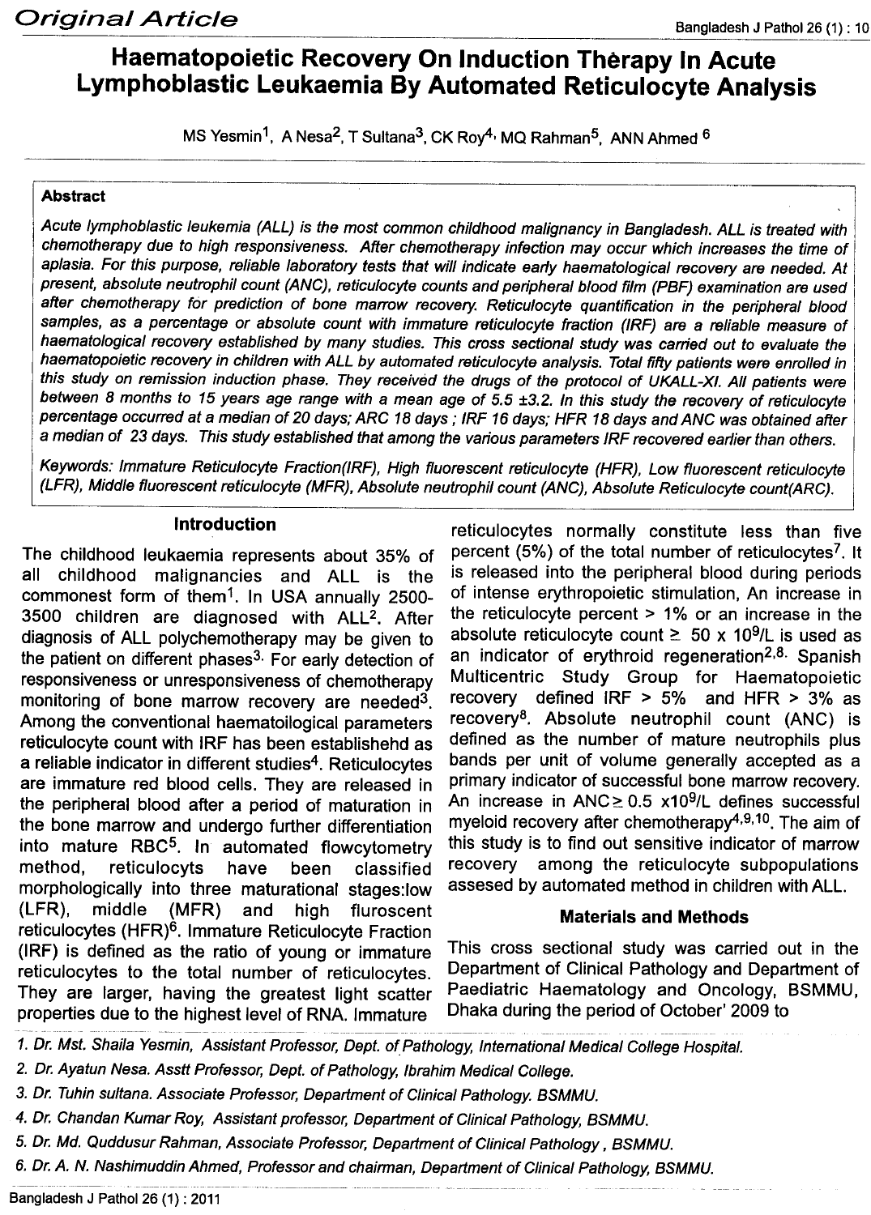# Haematopoietic Recovery On Induction Therapy In Acute Lymphoblastic Leukaemia By Automated Reticulocyte Analysis

MS Yesmin[1], A Nesa[2], T Sultana[3], CK Roy[4], MQ Rahman[5], ANN Ahmed[6]

## Abstract

*Acute lymphoblastic leukemia (ALL) is the most common childhood malignancy in Bangladesh. ALL is treated with chemotherapy due to high responsiveness. After chemotherapy infection may occur which increases the time of aplasia. For this purpose, reliable laboratory tests that will indicate early haematological recovery are needed. At present, absolute neutrophil count (ANC), reticulocyte counts and peripheral blood film (PBF) examination are used after chemotherapy for prediction of bone marrow recovery. Reticulocyte quantification in the peripheral blood samples, as a percentage or absolute count with immature reticulocyte fraction (IRF) are a reliable measure of haematological recovery established by many studies. This cross sectional study was carried out to evaluate the haematopoietic recovery in children with ALL by automated reticulocyte analysis. Total fifty patients were enrolled in this study on remission induction phase. They received the drugs of the protocol of UKALL-XI. All patients were between 8 months to 15 years age range with a mean age of 5.5 ±3.2. In this study the recovery of reticulocyte percentage occurred at a median of 20 days; ARC 18 days ; IRF 16 days; HFR 18 days and ANC was obtained after a median of 23 days. This study established that among the various parameters IRF recovered earlier than others.*

*Keywords: Immature Reticulocyte Fraction(IRF), High fluorescent reticulocyte (HFR), Low fluorescent reticulocyte (LFR), Middle fluorescent reticulocyte (MFR), Absolute neutrophil count (ANC), Absolute Reticulocyte count(ARC).*

## Introduction

The childhood leukaemia represents about 35% of all childhood malignancies and ALL is the commonest form of them[1]. In USA annually 2500-3500 children are diagnosed with ALL[2]. After diagnosis of ALL polychemotherapy may be given to the patient on different phases[3]. For early detection of responsiveness or unresponsiveness of chemotherapy monitoring of bone marrow recovery are needed[3]. Among the conventional haematoilogical parameters reticulocyte count with IRF has been establishehd as a reliable indicator in different studies[4]. Reticulocytes are immature red blood cells. They are released in the peripheral blood after a period of maturation in the bone marrow and undergo further differentiation into mature RBC[5]. In automated flowcytometry method, reticulocyts have been classified morphologically into three maturational stages:low (LFR), middle (MFR) and high fluroscent reticulocytes (HFR)[6]. Immature Reticulocyte Fraction (IRF) is defined as the ratio of young or immature reticulocytes to the total number of reticulocytes. They are larger, having the greatest light scatter properties due to the highest level of RNA. Immature reticulocytes normally constitute less than five percent (5%) of the total number of reticulocytes[7]. It is released into the peripheral blood during periods of intense erythropoietic stimulation, An increase in the reticulocyte percent > 1% or an increase in the absolute reticulocyte count $\geq$ 50 x $10^9$/L is used as an indicator of erythroid regeneration[2,8]. Spanish Multicentric Study Group for Haematopoietic recovery defined IRF > 5% and HFR > 3% as recovery[8]. Absolute neutrophil count (ANC) is defined as the number of mature neutrophils plus bands per unit of volume generally accepted as a primary indicator of successful bone marrow recovery. An increase in ANC$\geq$ 0.5 x$10^9$/L defines successful myeloid recovery after chemotherapy[4,9,10]. The aim of this study is to find out sensitive indicator of marrow recovery among the reticulocyte subpopulations assesed by automated method in children with ALL.

## Materials and Methods

This cross sectional study was carried out in the Department of Clinical Pathology and Department of Paediatric Haematology and Oncology, BSMMU, Dhaka during the period of October' 2009 to

---

1. Dr. Mst. Shaila Yesmin, Assistant Professor, Dept. of Pathology, International Medical College Hospital.
2. Dr. Ayatun Nesa. Asstt Professor, Dept. of Pathology, Ibrahim Medical College.
3. Dr. Tuhin sultana. Associate Professor, Department of Clinical Pathology. BSMMU.
4. Dr. Chandan Kumar Roy, Assistant professor, Department of Clinical Pathology, BSMMU.
5. Dr. Md. Quddusur Rahman, Associate Professor, Department of Clinical Pathology , BSMMU.
6. Dr. A. N. Nashimuddin Ahmed, Professor and chairman, Department of Clinical Pathology, BSMMU.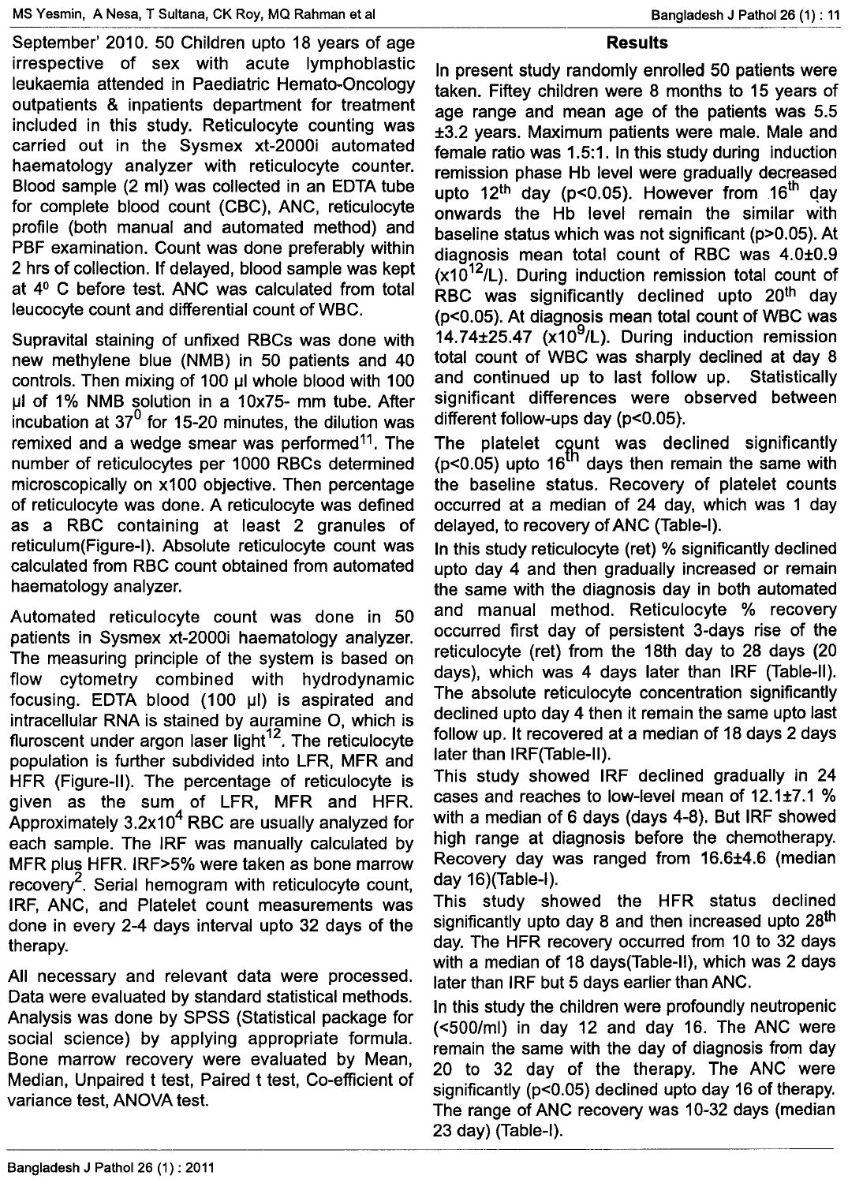September' 2010. 50 Children upto 18 years of age irrespective of sex with acute lymphoblastic leukaemia attended in Paediatric Hemato-Oncology outpatients & inpatients department for treatment included in this study. Reticulocyte counting was carried out in the Sysmex xt-2000i automated haematology analyzer with reticulocyte counter. Blood sample (2 ml) was collected in an EDTA tube for complete blood count (CBC), ANC, reticulocyte profile (both manual and automated method) and PBF examination. Count was done preferably within 2 hrs of collection. If delayed, blood sample was kept at $4^0$ C before test. ANC was calculated from total leucocyte count and differential count of WBC.

Supravital staining of unfixed RBCs was done with new methylene blue (NMB) in 50 patients and 40 controls. Then mixing of 100 µl whole blood with 100 µl of 1% NMB solution in a 10x75- mm tube. After incubation at $37^0$ for 15-20 minutes, the dilution was remixed and a wedge smear was performed[11]. The number of reticulocytes per 1000 RBCs determined microscopically on x100 objective. Then percentage of reticulocyte was done. A reticulocyte was defined as a RBC containing at least 2 granules of reticulum(Figure-I). Absolute reticulocyte count was calculated from RBC count obtained from automated haematology analyzer.

Automated reticulocyte count was done in 50 patients in Sysmex xt-2000i haematology analyzer. The measuring principle of the system is based on flow cytometry combined with hydrodynamic focusing. EDTA blood (100 µl) is aspirated and intracellular RNA is stained by auramine O, which is fluroscent under argon laser light[12]. The reticulocyte population is further subdivided into LFR, MFR and HFR (Figure-II). The percentage of reticulocyte is given as the sum of LFR, MFR and HFR. Approximately $3.2 \times 10^4$ RBC are usually analyzed for each sample. The IRF was manually calculated by MFR plus HFR. IRF>5% were taken as bone marrow recovery[2]. Serial hemogram with reticulocyte count, IRF, ANC, and Platelet count measurements was done in every 2-4 days interval upto 32 days of the therapy.

All necessary and relevant data were processed. Data were evaluated by standard statistical methods. Analysis was done by SPSS (Statistical package for social science) by applying appropriate formula. Bone marrow recovery were evaluated by Mean, Median, Unpaired t test, Paired t test, Co-efficient of variance test, ANOVA test.

## Results

In present study randomly enrolled 50 patients were taken. Fiftey children were 8 months to 15 years of age range and mean age of the patients was 5.5 ±3.2 years. Maximum patients were male. Male and female ratio was 1.5:1. In this study during induction remission phase Hb level were gradually decreased upto $12^{th}$ day ($p<0.05$). However from $16^{th}$ day onwards the Hb level remain the similar with baseline status which was not significant ($p>0.05$). At diagnosis mean total count of RBC was 4.0±0.9 ($\times10^{12}$/L). During induction remission total count of RBC was significantly declined upto $20^{th}$ day ($p<0.05$). At diagnosis mean total count of WBC was 14.74±25.47 ($\times10^9$/L). During induction remission total count of WBC was sharply declined at day 8 and continued up to last follow up. Statistically significant differences were observed between different follow-ups day ($p<0.05$).

The platelet count was declined significantly ($p<0.05$) upto $16^{th}$ days then remain the same with the baseline status. Recovery of platelet counts occurred at a median of 24 day, which was 1 day delayed, to recovery of ANC (Table-I).

In this study reticulocyte (ret) % significantly declined upto day 4 and then gradually increased or remain the same with the diagnosis day in both automated and manual method. Reticulocyte % recovery occurred first day of persistent 3-days rise of the reticulocyte (ret) from the 18th day to 28 days (20 days), which was 4 days later than IRF (Table-II). The absolute reticulocyte concentration significantly declined upto day 4 then it remain the same upto last follow up. It recovered at a median of 18 days 2 days later than IRF(Table-II).

This study showed IRF declined gradually in 24 cases and reaches to low-level mean of 12.1±7.1 % with a median of 6 days (days 4-8). But IRF showed high range at diagnosis before the chemotherapy. Recovery day was ranged from 16.6±4.6 (median day 16)(Table-I).

This study showed the HFR status declined significantly upto day 8 and then increased upto $28^{th}$ day. The HFR recovery occurred from 10 to 32 days with a median of 18 days(Table-II), which was 2 days later than IRF but 5 days earlier than ANC.

In this study the children were profoundly neutropenic (<500/ml) in day 12 and day 16. The ANC were remain the same with the day of diagnosis from day 20 to 32 day of the therapy. The ANC were significantly ($p<0.05$) declined upto day 16 of therapy. The range of ANC recovery was 10-32 days (median 23 day) (Table-I).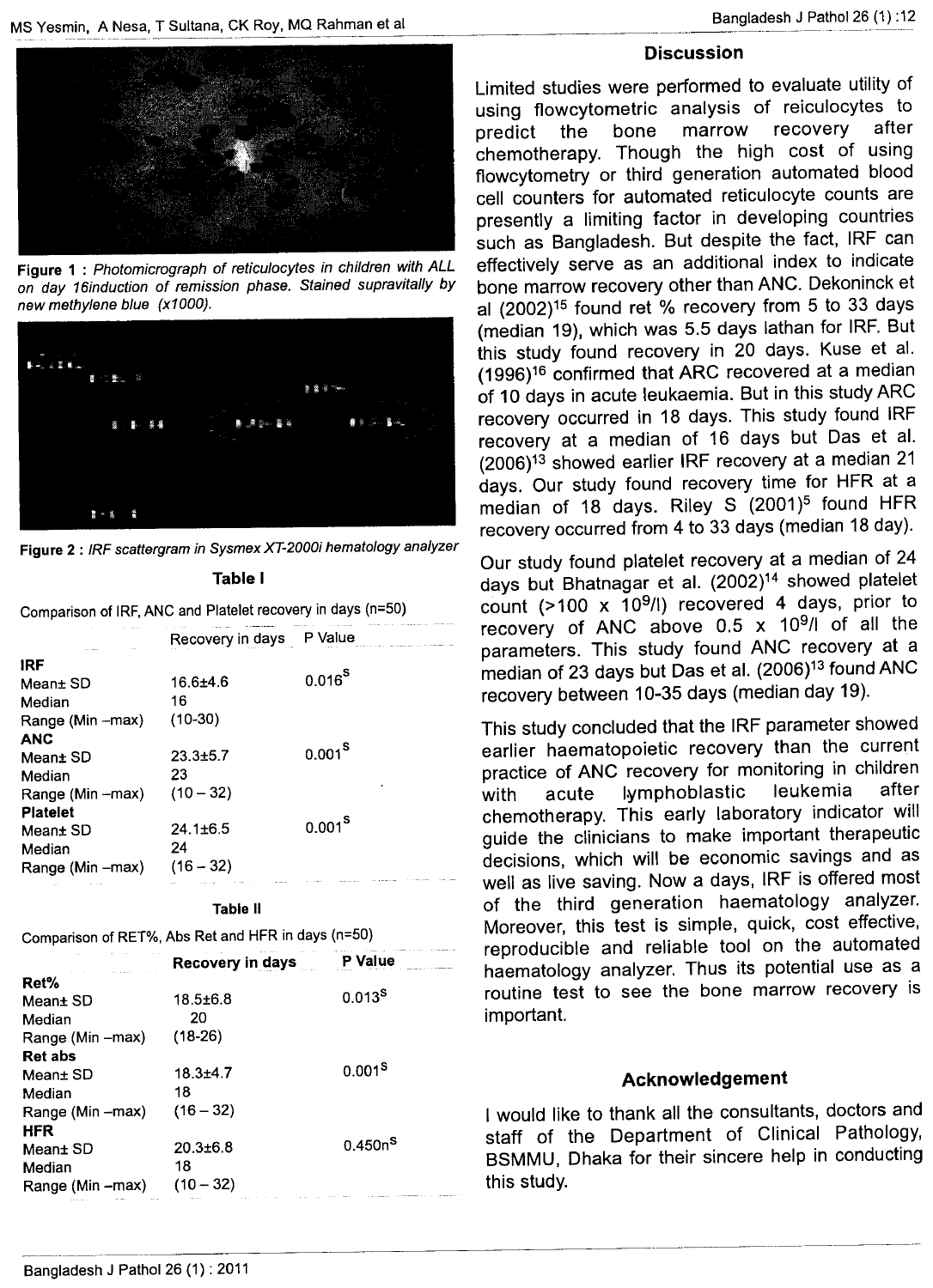Figure 1 : *Photomicrograph of reticulocytes in children with ALL on day 16induction of remission phase. Stained supravitally by new methylene blue (x1000).*

Figure 2 : *IRF scattergram in Sysmex XT-2000i hematology analyzer*

**Table I**

Comparison of IRF, ANC and Platelet recovery in days (n=50)

| | Recovery in days | P Value |
|---|---|---|
| **IRF** | | |
| Mean± SD | 16.6±4.6 | 0.016$^{S}$ |
| Median | 16 | |
| Range (Min –max) | (10-30) | |
| **ANC** | | |
| Mean± SD | 23.3±5.7 | 0.001$^{S}$ |
| Median | 23 | |
| Range (Min –max) | (10 – 32) | |
| **Platelet** | | |
| Mean± SD | 24.1±6.5 | 0.001$^{S}$ |
| Median | 24 | |
| Range (Min –max) | (16 – 32) | |

**Table II**

Comparison of RET%, Abs Ret and HFR in days (n=50)

| | **Recovery in days** | **P Value** |
|---|---|---|
| **Ret%** | | |
| Mean± SD | 18.5±6.8 | 0.013$^{S}$ |
| Median | 20 | |
| Range (Min –max) | (18-26) | |
| **Ret abs** | | |
| Mean± SD | 18.3±4.7 | 0.001$^{S}$ |
| Median | 18 | |
| Range (Min –max) | (16 – 32) | |
| **HFR** | | |
| Mean± SD | 20.3±6.8 | 0.450n$^{S}$ |
| Median | 18 | |
| Range (Min –max) | (10 – 32) | |

## Discussion

Limited studies were performed to evaluate utility of using flowcytometric analysis of reiculocytes to predict the bone marrow recovery after chemotherapy. Though the high cost of using flowcytometry or third generation automated blood cell counters for automated reticulocyte counts are presently a limiting factor in developing countries such as Bangladesh. But despite the fact, IRF can effectively serve as an additional index to indicate bone marrow recovery other than ANC. Dekoninck et al (2002)[15] found ret % recovery from 5 to 33 days (median 19), which was 5.5 days lathan for IRF. But this study found recovery in 20 days. Kuse et al. (1996)[16] confirmed that ARC recovered at a median of 10 days in acute leukaemia. But in this study ARC recovery occurred in 18 days. This study found IRF recovery at a median of 16 days but Das et al. (2006)[13] showed earlier IRF recovery at a median 21 days. Our study found recovery time for HFR at a median of 18 days. Riley S (2001)[5] found HFR recovery occurred from 4 to 33 days (median 18 day).

Our study found platelet recovery at a median of 24 days but Bhatnagar et al. (2002)[14] showed platelet count (>100 x $10^9$/l) recovered 4 days, prior to recovery of ANC above 0.5 x $10^9$/l of all the parameters. This study found ANC recovery at a median of 23 days but Das et al. (2006)[13] found ANC recovery between 10-35 days (median day 19).

This study concluded that the IRF parameter showed earlier haematopoietic recovery than the current practice of ANC recovery for monitoring in children with acute lymphoblastic leukemia after chemotherapy. This early laboratory indicator will guide the clinicians to make important therapeutic decisions, which will be economic savings and as well as live saving. Now a days, IRF is offered most of the third generation haematology analyzer. Moreover, this test is simple, quick, cost effective, reproducible and reliable tool on the automated haematology analyzer. Thus its potential use as a routine test to see the bone marrow recovery is important.

## Acknowledgement

I would like to thank all the consultants, doctors and staff of the Department of Clinical Pathology, BSMMU, Dhaka for their sincere help in conducting this study.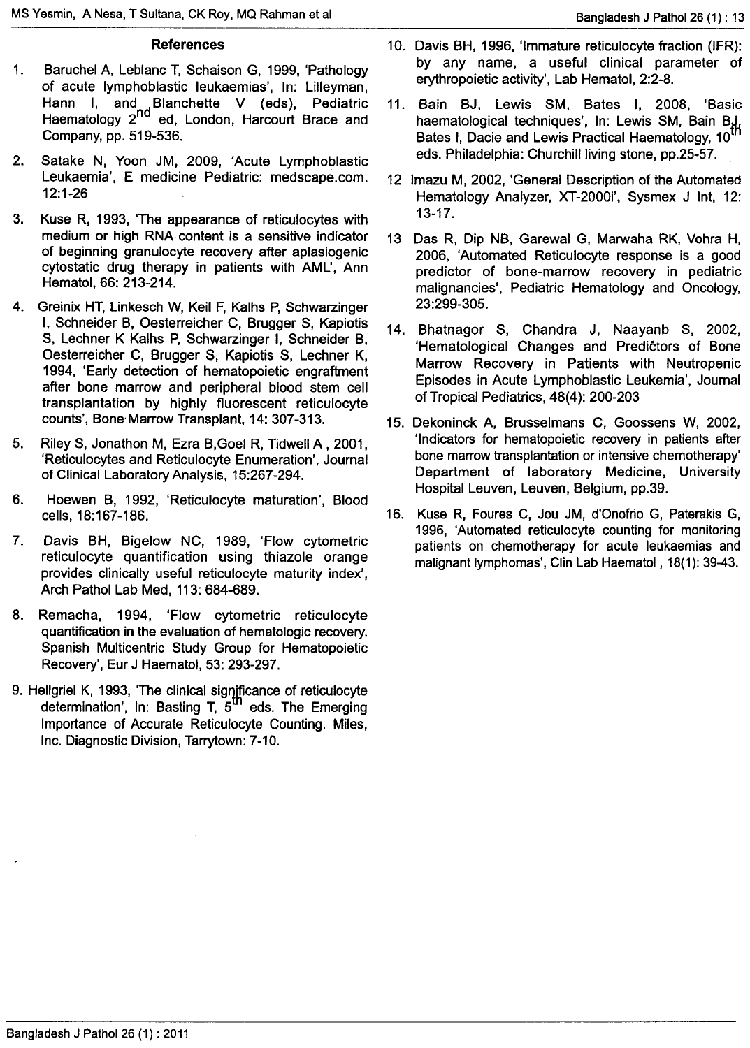## References

1. Baruchel A, Leblanc T, Schaison G, 1999, 'Pathology of acute lymphoblastic leukaemias', In: Lilleyman, Hann I, and Blanchette V (eds), Pediatric Haematology 2nd ed, London, Harcourt Brace and Company, pp. 519-536.

2. Satake N, Yoon JM, 2009, 'Acute Lymphoblastic Leukaemia', E medicine Pediatric: medscape.com. 12:1-26

3. Kuse R, 1993, 'The appearance of reticulocytes with medium or high RNA content is a sensitive indicator of beginning granulocyte recovery after aplasiogenic cytostatic drug therapy in patients with AML', Ann Hematol, 66: 213-214.

4. Greinix HT, Linkesch W, Keil F, Kalhs P, Schwarzinger I, Schneider B, Oesterreicher C, Brugger S, Kapiotis S, Lechner K Kalhs P, Schwarzinger I, Schneider B, Oesterreicher C, Brugger S, Kapiotis S, Lechner K, 1994, 'Early detection of hematopoietic engraftment after bone marrow and peripheral blood stem cell transplantation by highly fluorescent reticulocyte counts', Bone Marrow Transplant, 14: 307-313.

5. Riley S, Jonathon M, Ezra B,Goel R, Tidwell A , 2001, 'Reticulocytes and Reticulocyte Enumeration', Journal of Clinical Laboratory Analysis, 15:267-294.

6. Hoewen B, 1992, 'Reticulocyte maturation', Blood cells, 18:167-186.

7. Davis BH, Bigelow NC, 1989, 'Flow cytometric reticulocyte quantification using thiazole orange provides clinically useful reticulocyte maturity index', Arch Pathol Lab Med, 113: 684-689.

8. Remacha, 1994, 'Flow cytometric reticulocyte quantification in the evaluation of hematologic recovery. Spanish Multicentric Study Group for Hematopoietic Recovery', Eur J Haematol, 53: 293-297.

9. Hellgriel K, 1993, 'The clinical significance of reticulocyte determination', In: Basting T, 5th eds. The Emerging Importance of Accurate Reticulocyte Counting. Miles, Inc. Diagnostic Division, Tarrytown: 7-10.

10. Davis BH, 1996, 'Immature reticulocyte fraction (IFR): by any name, a useful clinical parameter of erythropoietic activity', Lab Hematol, 2:2-8.

11. Bain BJ, Lewis SM, Bates I, 2008, 'Basic haematological techniques', In: Lewis SM, Bain BJ, Bates I, Dacie and Lewis Practical Haematology, 10th eds. Philadelphia: Churchill living stone, pp.25-57.

12. Imazu M, 2002, 'General Description of the Automated Hematology Analyzer, XT-2000i', Sysmex J Int, 12: 13-17.

13. Das R, Dip NB, Garewal G, Marwaha RK, Vohra H, 2006, 'Automated Reticulocyte response is a good predictor of bone-marrow recovery in pediatric malignancies', Pediatric Hematology and Oncology, 23:299-305.

14. Bhatnagor S, Chandra J, Naayanb S, 2002, 'Hematological Changes and Predictors of Bone Marrow Recovery in Patients with Neutropenic Episodes in Acute Lymphoblastic Leukemia', Journal of Tropical Pediatrics, 48(4): 200-203

15. Dekoninck A, Brusselmans C, Goossens W, 2002, 'Indicators for hematopoietic recovery in patients after bone marrow transplantation or intensive chemotherapy' Department of laboratory Medicine, University Hospital Leuven, Leuven, Belgium, pp.39.

16. Kuse R, Foures C, Jou JM, d'Onofrio G, Paterakis G, 1996, 'Automated reticulocyte counting for monitoring patients on chemotherapy for acute leukaemias and malignant lymphomas', Clin Lab Haematol , 18(1): 39-43.